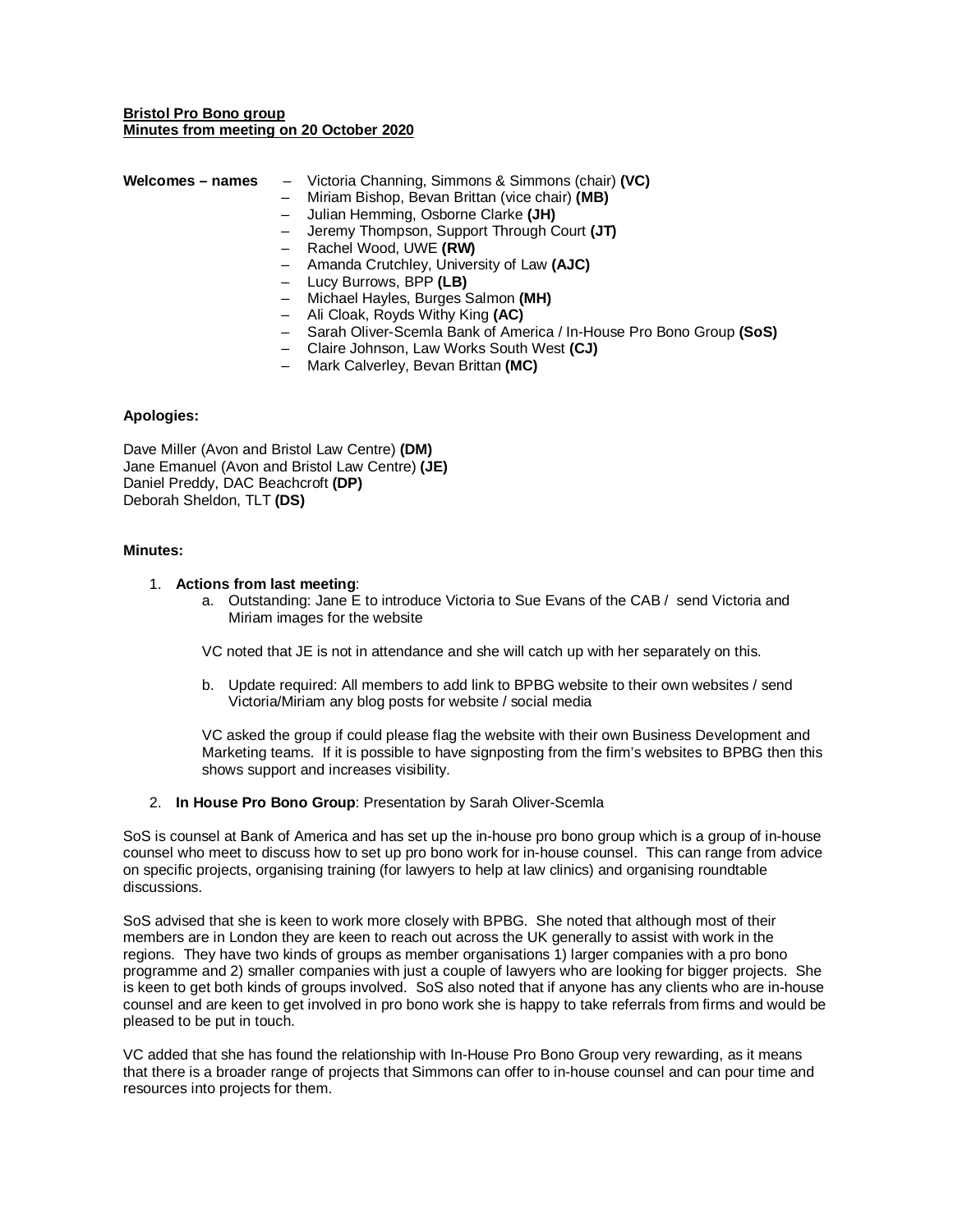**Bristol Pro Bono group**
**Minutes from meeting on 20 October 2020**

**Welcomes – names**

- Victoria Channing, Simmons & Simmons (chair) **(VC)**
- Miriam Bishop, Bevan Brittan (vice chair) **(MB)**
- Julian Hemming, Osborne Clarke **(JH)**
- Jeremy Thompson, Support Through Court **(JT)**
- Rachel Wood, UWE **(RW)**
- Amanda Crutchley, University of Law **(AJC)**
- Lucy Burrows, BPP **(LB)**
- Michael Hayles, Burges Salmon **(MH)**
- Ali Cloak, Royds Withy King **(AC)**
- Sarah Oliver-Scemla Bank of America / In-House Pro Bono Group **(SoS)**
- Claire Johnson, Law Works South West **(CJ)**
- Mark Calverley, Bevan Brittan **(MC)**

**Apologies:**

Dave Miller (Avon and Bristol Law Centre) **(DM)**
Jane Emanuel (Avon and Bristol Law Centre) **(JE)**
Daniel Preddy, DAC Beachcroft **(DP)**
Deborah Sheldon, TLT **(DS)**

**Minutes:**

1. **Actions from last meeting**:
   a. Outstanding: Jane E to introduce Victoria to Sue Evans of the CAB / send Victoria and Miriam images for the website

   VC noted that JE is not in attendance and she will catch up with her separately on this.

   b. Update required: All members to add link to BPBG website to their own websites / send Victoria/Miriam any blog posts for website / social media

   VC asked the group if could please flag the website with their own Business Development and Marketing teams. If it is possible to have signposting from the firm's websites to BPBG then this shows support and increases visibility.

2. **In House Pro Bono Group**: Presentation by Sarah Oliver-Scemla

SoS is counsel at Bank of America and has set up the in-house pro bono group which is a group of in-house counsel who meet to discuss how to set up pro bono work for in-house counsel. This can range from advice on specific projects, organising training (for lawyers to help at law clinics) and organising roundtable discussions.

SoS advised that she is keen to work more closely with BPBG. She noted that although most of their members are in London they are keen to reach out across the UK generally to assist with work in the regions. They have two kinds of groups as member organisations 1) larger companies with a pro bono programme and 2) smaller companies with just a couple of lawyers who are looking for bigger projects. She is keen to get both kinds of groups involved. SoS also noted that if anyone has any clients who are in-house counsel and are keen to get involved in pro bono work she is happy to take referrals from firms and would be pleased to be put in touch.

VC added that she has found the relationship with In-House Pro Bono Group very rewarding, as it means that there is a broader range of projects that Simmons can offer to in-house counsel and can pour time and resources into projects for them.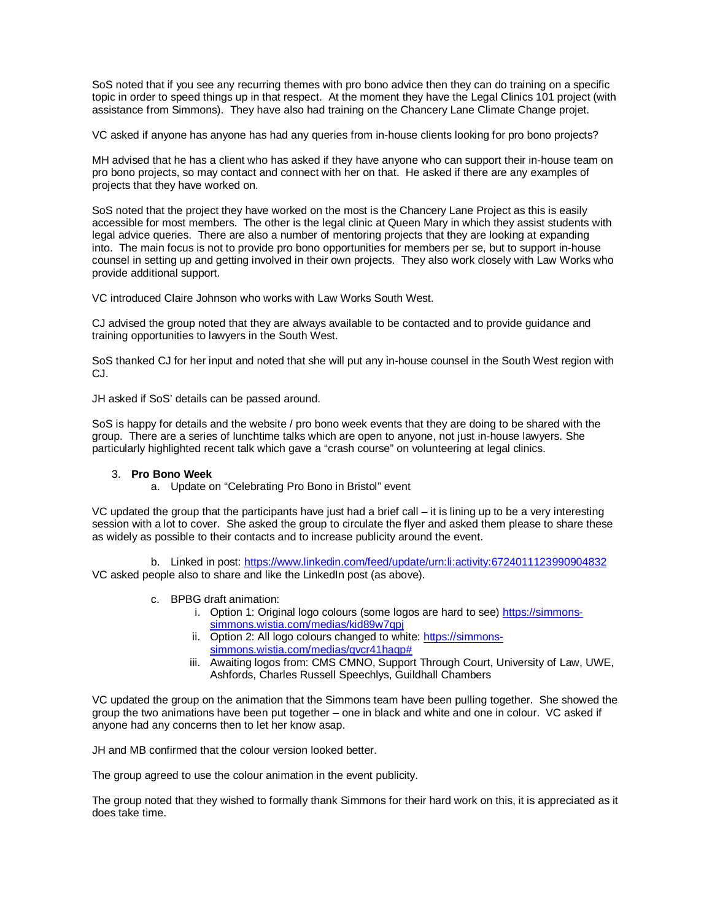SoS noted that if you see any recurring themes with pro bono advice then they can do training on a specific topic in order to speed things up in that respect. At the moment they have the Legal Clinics 101 project (with assistance from Simmons). They have also had training on the Chancery Lane Climate Change projet.

VC asked if anyone has anyone has had any queries from in-house clients looking for pro bono projects?

MH advised that he has a client who has asked if they have anyone who can support their in-house team on pro bono projects, so may contact and connect with her on that. He asked if there are any examples of projects that they have worked on.

SoS noted that the project they have worked on the most is the Chancery Lane Project as this is easily accessible for most members. The other is the legal clinic at Queen Mary in which they assist students with legal advice queries. There are also a number of mentoring projects that they are looking at expanding into. The main focus is not to provide pro bono opportunities for members per se, but to support in-house counsel in setting up and getting involved in their own projects. They also work closely with Law Works who provide additional support.

VC introduced Claire Johnson who works with Law Works South West.

CJ advised the group noted that they are always available to be contacted and to provide guidance and training opportunities to lawyers in the South West.

SoS thanked CJ for her input and noted that she will put any in-house counsel in the South West region with CJ.

JH asked if SoS' details can be passed around.

SoS is happy for details and the website / pro bono week events that they are doing to be shared with the group. There are a series of lunchtime talks which are open to anyone, not just in-house lawyers. She particularly highlighted recent talk which gave a "crash course" on volunteering at legal clinics.

3. **Pro Bono Week**
   a. Update on "Celebrating Pro Bono in Bristol" event

VC updated the group that the participants have just had a brief call – it is lining up to be a very interesting session with a lot to cover. She asked the group to circulate the flyer and asked them please to share these as widely as possible to their contacts and to increase publicity around the event.

   b. Linked in post: https://www.linkedin.com/feed/update/urn:li:activity:6724011123990904832

VC asked people also to share and like the LinkedIn post (as above).

   c. BPBG draft animation:
      i. Option 1: Original logo colours (some logos are hard to see) https://simmons-simmons.wistia.com/medias/kid89w7qpj
      ii. Option 2: All logo colours changed to white: https://simmons-simmons.wistia.com/medias/qvcr41haqp#
      iii. Awaiting logos from: CMS CMNO, Support Through Court, University of Law, UWE, Ashfords, Charles Russell Speechlys, Guildhall Chambers

VC updated the group on the animation that the Simmons team have been pulling together. She showed the group the two animations have been put together – one in black and white and one in colour. VC asked if anyone had any concerns then to let her know asap.

JH and MB confirmed that the colour version looked better.

The group agreed to use the colour animation in the event publicity.

The group noted that they wished to formally thank Simmons for their hard work on this, it is appreciated as it does take time.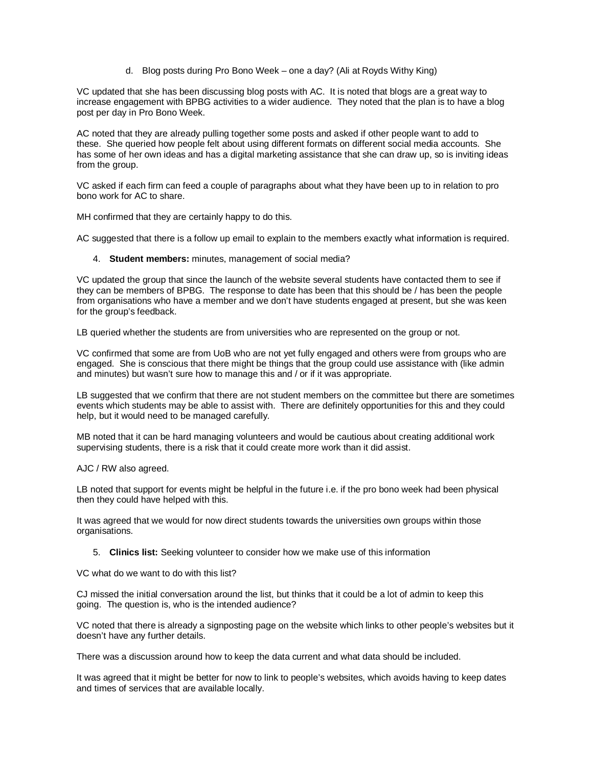d. Blog posts during Pro Bono Week – one a day? (Ali at Royds Withy King)

VC updated that she has been discussing blog posts with AC. It is noted that blogs are a great way to increase engagement with BPBG activities to a wider audience. They noted that the plan is to have a blog post per day in Pro Bono Week.

AC noted that they are already pulling together some posts and asked if other people want to add to these. She queried how people felt about using different formats on different social media accounts. She has some of her own ideas and has a digital marketing assistance that she can draw up, so is inviting ideas from the group.

VC asked if each firm can feed a couple of paragraphs about what they have been up to in relation to pro bono work for AC to share.

MH confirmed that they are certainly happy to do this.

AC suggested that there is a follow up email to explain to the members exactly what information is required.

4. **Student members:** minutes, management of social media?

VC updated the group that since the launch of the website several students have contacted them to see if they can be members of BPBG. The response to date has been that this should be / has been the people from organisations who have a member and we don't have students engaged at present, but she was keen for the group's feedback.

LB queried whether the students are from universities who are represented on the group or not.

VC confirmed that some are from UoB who are not yet fully engaged and others were from groups who are engaged. She is conscious that there might be things that the group could use assistance with (like admin and minutes) but wasn't sure how to manage this and / or if it was appropriate.

LB suggested that we confirm that there are not student members on the committee but there are sometimes events which students may be able to assist with. There are definitely opportunities for this and they could help, but it would need to be managed carefully.

MB noted that it can be hard managing volunteers and would be cautious about creating additional work supervising students, there is a risk that it could create more work than it did assist.

AJC / RW also agreed.

LB noted that support for events might be helpful in the future i.e. if the pro bono week had been physical then they could have helped with this.

It was agreed that we would for now direct students towards the universities own groups within those organisations.

5. **Clinics list:** Seeking volunteer to consider how we make use of this information

VC what do we want to do with this list?

CJ missed the initial conversation around the list, but thinks that it could be a lot of admin to keep this going. The question is, who is the intended audience?

VC noted that there is already a signposting page on the website which links to other people's websites but it doesn't have any further details.

There was a discussion around how to keep the data current and what data should be included.

It was agreed that it might be better for now to link to people's websites, which avoids having to keep dates and times of services that are available locally.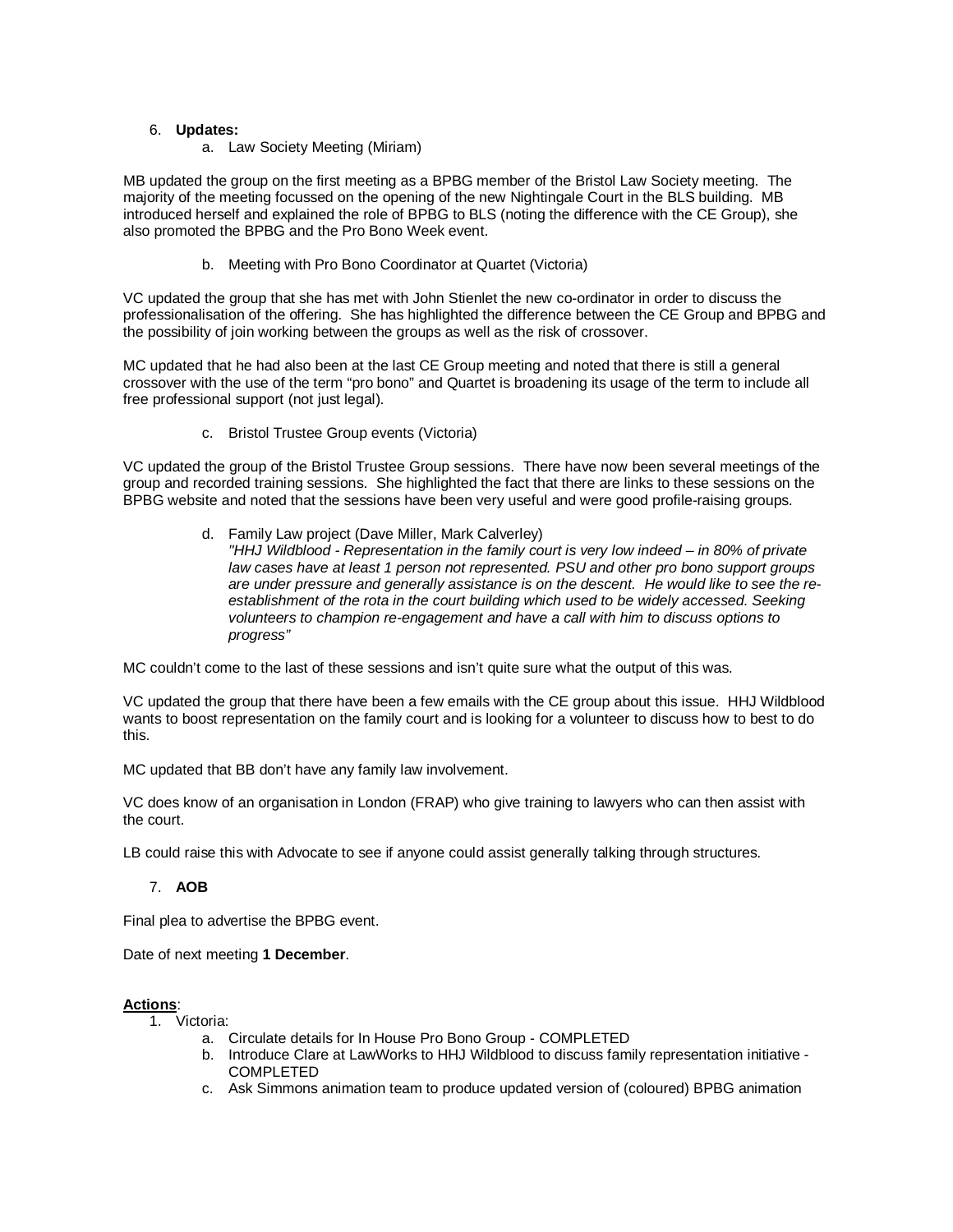6. **Updates:**
    a. Law Society Meeting (Miriam)

MB updated the group on the first meeting as a BPBG member of the Bristol Law Society meeting. The majority of the meeting focussed on the opening of the new Nightingale Court in the BLS building. MB introduced herself and explained the role of BPBG to BLS (noting the difference with the CE Group), she also promoted the BPBG and the Pro Bono Week event.

    b. Meeting with Pro Bono Coordinator at Quartet (Victoria)

VC updated the group that she has met with John Stienlet the new co-ordinator in order to discuss the professionalisation of the offering. She has highlighted the difference between the CE Group and BPBG and the possibility of join working between the groups as well as the risk of crossover.

MC updated that he had also been at the last CE Group meeting and noted that there is still a general crossover with the use of the term "pro bono" and Quartet is broadening its usage of the term to include all free professional support (not just legal).

    c. Bristol Trustee Group events (Victoria)

VC updated the group of the Bristol Trustee Group sessions. There have now been several meetings of the group and recorded training sessions. She highlighted the fact that there are links to these sessions on the BPBG website and noted that the sessions have been very useful and were good profile-raising groups.

    d. Family Law project (Dave Miller, Mark Calverley)
    *"HHJ Wildblood - Representation in the family court is very low indeed – in 80% of private law cases have at least 1 person not represented. PSU and other pro bono support groups are under pressure and generally assistance is on the descent. He would like to see the re-establishment of the rota in the court building which used to be widely accessed. Seeking volunteers to champion re-engagement and have a call with him to discuss options to progress"*

MC couldn't come to the last of these sessions and isn't quite sure what the output of this was.

VC updated the group that there have been a few emails with the CE group about this issue. HHJ Wildblood wants to boost representation on the family court and is looking for a volunteer to discuss how to best to do this.

MC updated that BB don't have any family law involvement.

VC does know of an organisation in London (FRAP) who give training to lawyers who can then assist with the court.

LB could raise this with Advocate to see if anyone could assist generally talking through structures.

7. **AOB**

Final plea to advertise the BPBG event.

Date of next meeting **1 December**.

**Actions**:

1. Victoria:
    a. Circulate details for In House Pro Bono Group - COMPLETED
    b. Introduce Clare at LawWorks to HHJ Wildblood to discuss family representation initiative - COMPLETED
    c. Ask Simmons animation team to produce updated version of (coloured) BPBG animation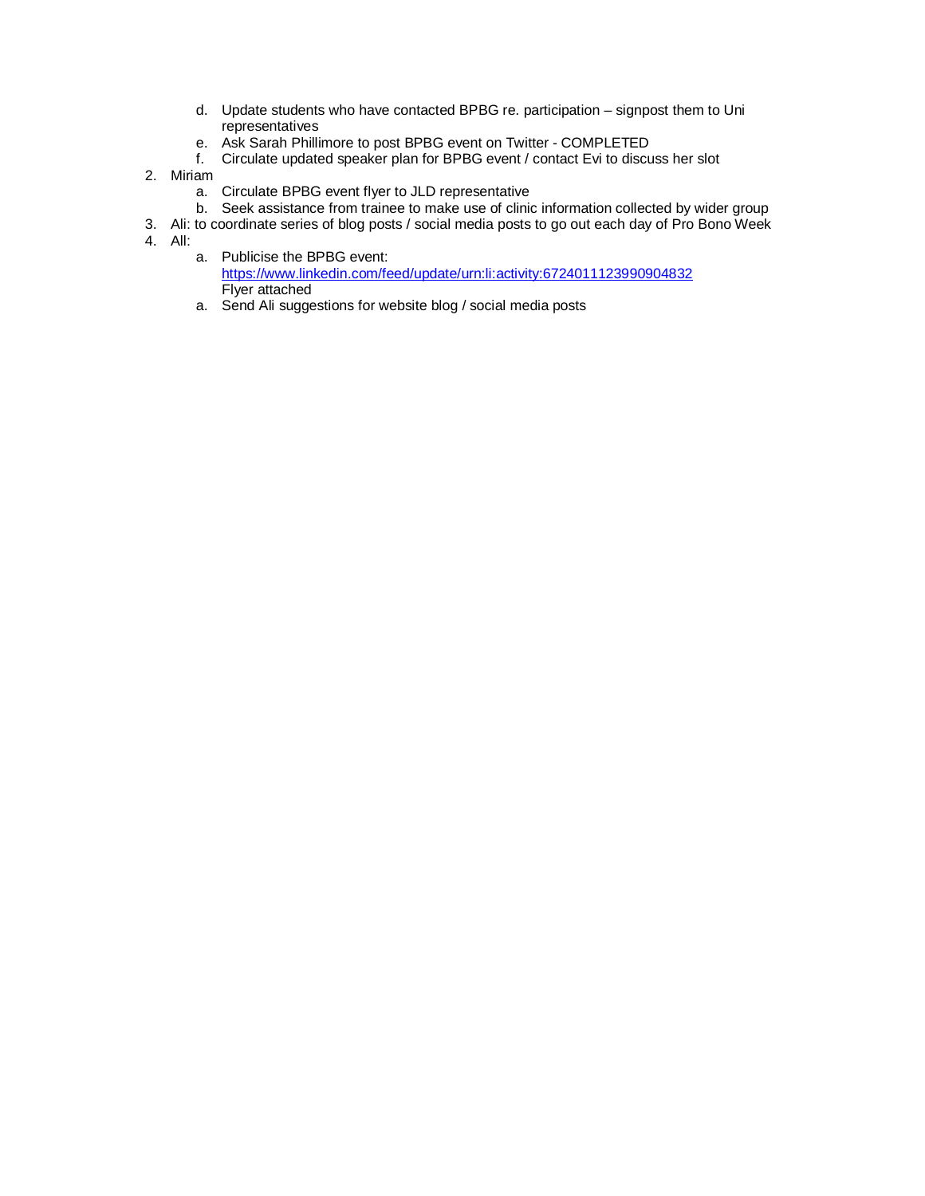d. Update students who have contacted BPBG re. participation – signpost them to Uni representatives
   e. Ask Sarah Phillimore to post BPBG event on Twitter - COMPLETED
   f. Circulate updated speaker plan for BPBG event / contact Evi to discuss her slot

2. Miriam
   a. Circulate BPBG event flyer to JLD representative
   b. Seek assistance from trainee to make use of clinic information collected by wider group
3. Ali: to coordinate series of blog posts / social media posts to go out each day of Pro Bono Week
4. All:
   a. Publicise the BPBG event:
      https://www.linkedin.com/feed/update/urn:li:activity:6724011123990904832
      Flyer attached
   a. Send Ali suggestions for website blog / social media posts